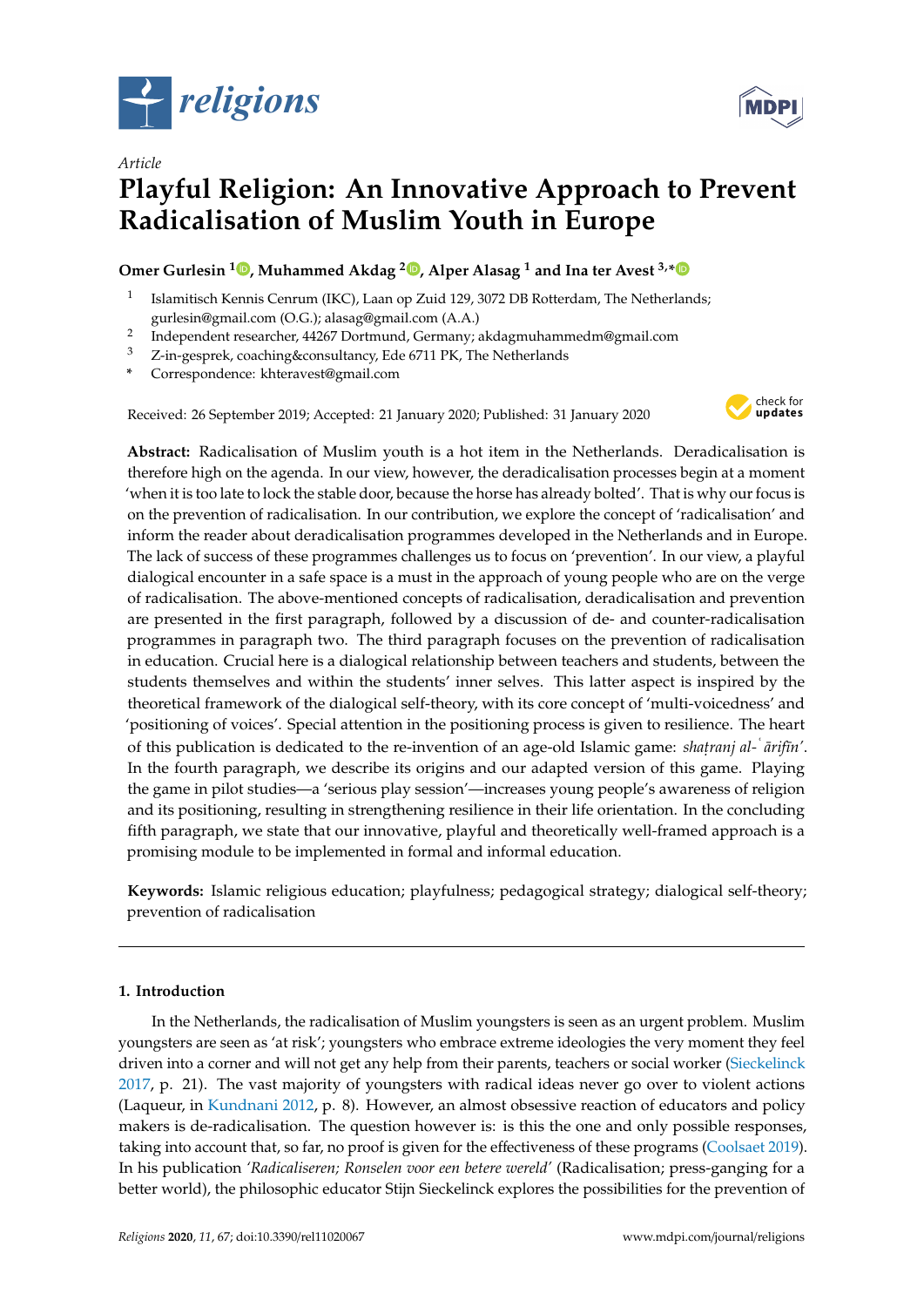*Article*

# Playful Religion: An Innovative Approach to Prevent Radicalisation of Muslim Youth in Europe

**Omer Gurlesin [1], Muhammed Akdag [2], Alper Alasag [1] and Ina ter Avest [3,*]**

[1] Islamitisch Kennis Cenrum (IKC), Laan op Zuid 129, 3072 DB Rotterdam, The Netherlands; gurlesin@gmail.com (O.G.); alasag@gmail.com (A.A.)
[2] Independent researcher, 44267 Dortmund, Germany; akdagmuhammedm@gmail.com
[3] Z-in-gesprek, coaching&consultancy, Ede 6711 PK, The Netherlands
[*] Correspondence: khteravest@gmail.com

Received: 26 September 2019; Accepted: 21 January 2020; Published: 31 January 2020

**Abstract:** Radicalisation of Muslim youth is a hot item in the Netherlands. Deradicalisation is therefore high on the agenda. In our view, however, the deradicalisation processes begin at a moment 'when it is too late to lock the stable door, because the horse has already bolted'. That is why our focus is on the prevention of radicalisation. In our contribution, we explore the concept of 'radicalisation' and inform the reader about deradicalisation programmes developed in the Netherlands and in Europe. The lack of success of these programmes challenges us to focus on 'prevention'. In our view, a playful dialogical encounter in a safe space is a must in the approach of young people who are on the verge of radicalisation. The above-mentioned concepts of radicalisation, deradicalisation and prevention are presented in the first paragraph, followed by a discussion of de- and counter-radicalisation programmes in paragraph two. The third paragraph focuses on the prevention of radicalisation in education. Crucial here is a dialogical relationship between teachers and students, between the students themselves and within the students' inner selves. This latter aspect is inspired by the theoretical framework of the dialogical self-theory, with its core concept of 'multi-voicedness' and 'positioning of voices'. Special attention in the positioning process is given to resilience. The heart of this publication is dedicated to the re-invention of an age-old Islamic game: *shaṭranj al-ʿārifīn*'. In the fourth paragraph, we describe its origins and our adapted version of this game. Playing the game in pilot studies—a 'serious play session'—increases young people's awareness of religion and its positioning, resulting in strengthening resilience in their life orientation. In the concluding fifth paragraph, we state that our innovative, playful and theoretically well-framed approach is a promising module to be implemented in formal and informal education.

**Keywords:** Islamic religious education; playfulness; pedagogical strategy; dialogical self-theory; prevention of radicalisation

## 1. Introduction

In the Netherlands, the radicalisation of Muslim youngsters is seen as an urgent problem. Muslim youngsters are seen as 'at risk'; youngsters who embrace extreme ideologies the very moment they feel driven into a corner and will not get any help from their parents, teachers or social worker (Sieckelinck 2017, p. 21). The vast majority of youngsters with radical ideas never go over to violent actions (Laqueur, in Kundnani 2012, p. 8). However, an almost obsessive reaction of educators and policy makers is de-radicalisation. The question however is: is this the one and only possible responses, taking into account that, so far, no proof is given for the effectiveness of these programs (Coolsaet 2019). In his publication *'Radicaliseren; Ronselen voor een betere wereld'* (Radicalisation; press-ganging for a better world), the philosophic educator Stijn Sieckelinck explores the possibilities for the prevention of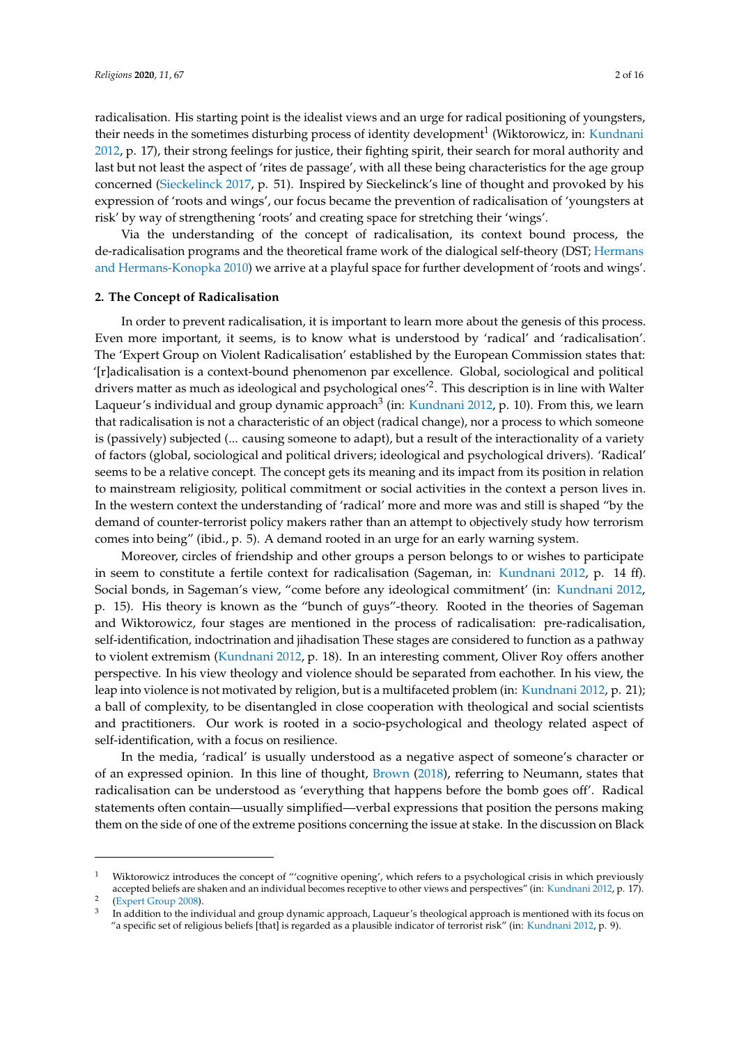radicalisation. His starting point is the idealist views and an urge for radical positioning of youngsters, their needs in the sometimes disturbing process of identity development[1] (Wiktorowicz, in: Kundnani 2012, p. 17), their strong feelings for justice, their fighting spirit, their search for moral authority and last but not least the aspect of 'rites de passage', with all these being characteristics for the age group concerned (Sieckelinck 2017, p. 51). Inspired by Sieckelinck's line of thought and provoked by his expression of 'roots and wings', our focus became the prevention of radicalisation of 'youngsters at risk' by way of strengthening 'roots' and creating space for stretching their 'wings'.

Via the understanding of the concept of radicalisation, its context bound process, the de-radicalisation programs and the theoretical frame work of the dialogical self-theory (DST; Hermans and Hermans-Konopka 2010) we arrive at a playful space for further development of 'roots and wings'.

## 2. The Concept of Radicalisation

In order to prevent radicalisation, it is important to learn more about the genesis of this process. Even more important, it seems, is to know what is understood by 'radical' and 'radicalisation'. The 'Expert Group on Violent Radicalisation' established by the European Commission states that: '[r]adicalisation is a context-bound phenomenon par excellence. Global, sociological and political drivers matter as much as ideological and psychological ones'[2]. This description is in line with Walter Laqueur's individual and group dynamic approach[3] (in: Kundnani 2012, p. 10). From this, we learn that radicalisation is not a characteristic of an object (radical change), nor a process to which someone is (passively) subjected (... causing someone to adapt), but a result of the interactionality of a variety of factors (global, sociological and political drivers; ideological and psychological drivers). 'Radical' seems to be a relative concept. The concept gets its meaning and its impact from its position in relation to mainstream religiosity, political commitment or social activities in the context a person lives in. In the western context the understanding of 'radical' more and more was and still is shaped "by the demand of counter-terrorist policy makers rather than an attempt to objectively study how terrorism comes into being" (ibid., p. 5). A demand rooted in an urge for an early warning system.

Moreover, circles of friendship and other groups a person belongs to or wishes to participate in seem to constitute a fertile context for radicalisation (Sageman, in: Kundnani 2012, p. 14 ff). Social bonds, in Sageman's view, "come before any ideological commitment' (in: Kundnani 2012, p. 15). His theory is known as the "bunch of guys"-theory. Rooted in the theories of Sageman and Wiktorowicz, four stages are mentioned in the process of radicalisation: pre-radicalisation, self-identification, indoctrination and jihadisation These stages are considered to function as a pathway to violent extremism (Kundnani 2012, p. 18). In an interesting comment, Oliver Roy offers another perspective. In his view theology and violence should be separated from eachother. In his view, the leap into violence is not motivated by religion, but is a multifaceted problem (in: Kundnani 2012, p. 21); a ball of complexity, to be disentangled in close cooperation with theological and social scientists and practitioners. Our work is rooted in a socio-psychological and theology related aspect of self-identification, with a focus on resilience.

In the media, 'radical' is usually understood as a negative aspect of someone's character or of an expressed opinion. In this line of thought, Brown (2018), referring to Neumann, states that radicalisation can be understood as 'everything that happens before the bomb goes off'. Radical statements often contain—usually simplified—verbal expressions that position the persons making them on the side of one of the extreme positions concerning the issue at stake. In the discussion on Black

---

[1] Wiktorowicz introduces the concept of "'cognitive opening', which refers to a psychological crisis in which previously accepted beliefs are shaken and an individual becomes receptive to other views and perspectives" (in: Kundnani 2012, p. 17).

[2] (Expert Group 2008).

[3] In addition to the individual and group dynamic approach, Laqueur's theological approach is mentioned with its focus on "a specific set of religious beliefs [that] is regarded as a plausible indicator of terrorist risk" (in: Kundnani 2012, p. 9).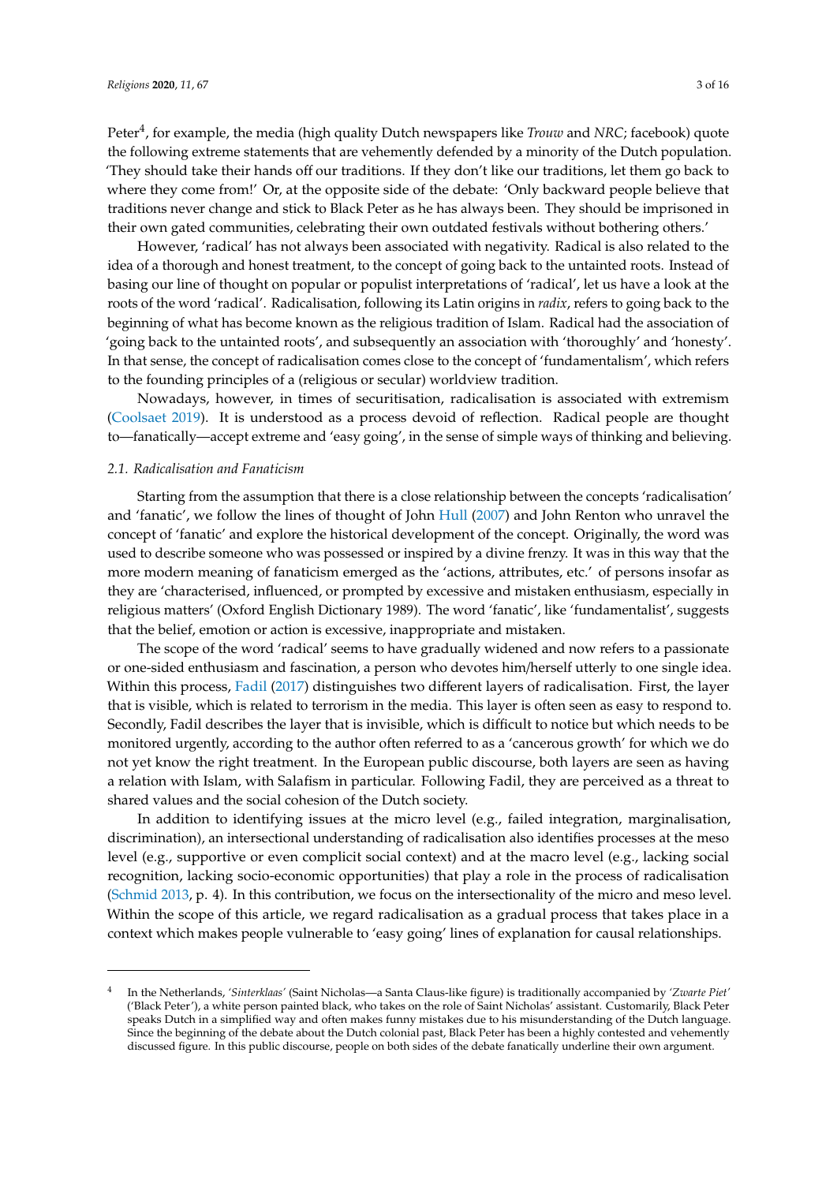Peter[4], for example, the media (high quality Dutch newspapers like *Trouw* and *NRC*; facebook) quote the following extreme statements that are vehemently defended by a minority of the Dutch population. 'They should take their hands off our traditions. If they don't like our traditions, let them go back to where they come from!' Or, at the opposite side of the debate: 'Only backward people believe that traditions never change and stick to Black Peter as he has always been. They should be imprisoned in their own gated communities, celebrating their own outdated festivals without bothering others.'

However, 'radical' has not always been associated with negativity. Radical is also related to the idea of a thorough and honest treatment, to the concept of going back to the untainted roots. Instead of basing our line of thought on popular or populist interpretations of 'radical', let us have a look at the roots of the word 'radical'. Radicalisation, following its Latin origins in *radix*, refers to going back to the beginning of what has become known as the religious tradition of Islam. Radical had the association of 'going back to the untainted roots', and subsequently an association with 'thoroughly' and 'honesty'. In that sense, the concept of radicalisation comes close to the concept of 'fundamentalism', which refers to the founding principles of a (religious or secular) worldview tradition.

Nowadays, however, in times of securitisation, radicalisation is associated with extremism (Coolsaet 2019). It is understood as a process devoid of reflection. Radical people are thought to—fanatically—accept extreme and 'easy going', in the sense of simple ways of thinking and believing.

### 2.1. Radicalisation and Fanaticism

Starting from the assumption that there is a close relationship between the concepts 'radicalisation' and 'fanatic', we follow the lines of thought of John Hull (2007) and John Renton who unravel the concept of 'fanatic' and explore the historical development of the concept. Originally, the word was used to describe someone who was possessed or inspired by a divine frenzy. It was in this way that the more modern meaning of fanaticism emerged as the 'actions, attributes, etc.' of persons insofar as they are 'characterised, influenced, or prompted by excessive and mistaken enthusiasm, especially in religious matters' (Oxford English Dictionary 1989). The word 'fanatic', like 'fundamentalist', suggests that the belief, emotion or action is excessive, inappropriate and mistaken.

The scope of the word 'radical' seems to have gradually widened and now refers to a passionate or one-sided enthusiasm and fascination, a person who devotes him/herself utterly to one single idea. Within this process, Fadil (2017) distinguishes two different layers of radicalisation. First, the layer that is visible, which is related to terrorism in the media. This layer is often seen as easy to respond to. Secondly, Fadil describes the layer that is invisible, which is difficult to notice but which needs to be monitored urgently, according to the author often referred to as a 'cancerous growth' for which we do not yet know the right treatment. In the European public discourse, both layers are seen as having a relation with Islam, with Salafism in particular. Following Fadil, they are perceived as a threat to shared values and the social cohesion of the Dutch society.

In addition to identifying issues at the micro level (e.g., failed integration, marginalisation, discrimination), an intersectional understanding of radicalisation also identifies processes at the meso level (e.g., supportive or even complicit social context) and at the macro level (e.g., lacking social recognition, lacking socio-economic opportunities) that play a role in the process of radicalisation (Schmid 2013, p. 4). In this contribution, we focus on the intersectionality of the micro and meso level. Within the scope of this article, we regard radicalisation as a gradual process that takes place in a context which makes people vulnerable to 'easy going' lines of explanation for causal relationships.

---

[4] In the Netherlands, '*Sinterklaas*' (Saint Nicholas—a Santa Claus-like figure) is traditionally accompanied by '*Zwarte Piet*' ('Black Peter'), a white person painted black, who takes on the role of Saint Nicholas' assistant. Customarily, Black Peter speaks Dutch in a simplified way and often makes funny mistakes due to his misunderstanding of the Dutch language. Since the beginning of the debate about the Dutch colonial past, Black Peter has been a highly contested and vehemently discussed figure. In this public discourse, people on both sides of the debate fanatically underline their own argument.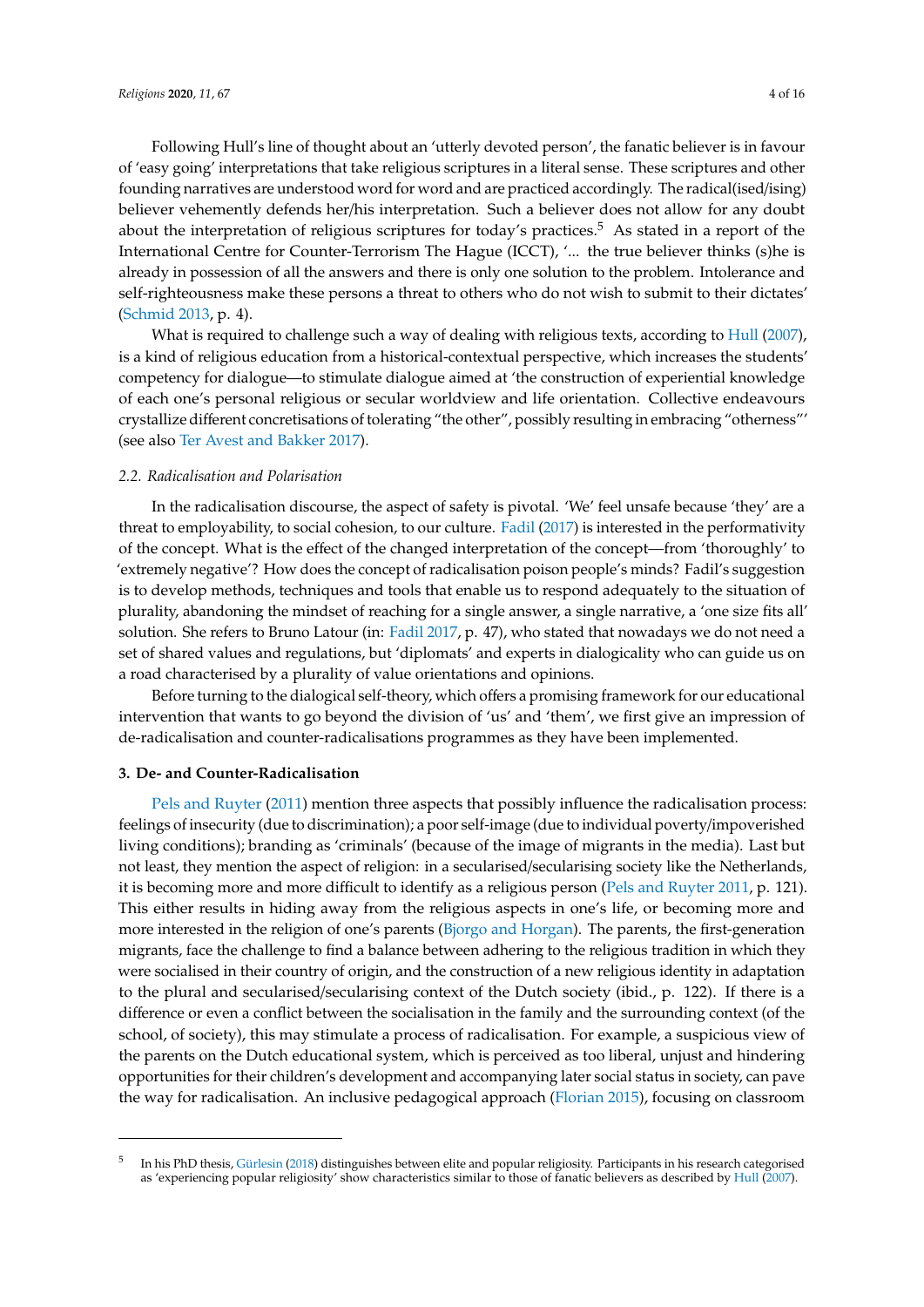Following Hull's line of thought about an 'utterly devoted person', the fanatic believer is in favour of 'easy going' interpretations that take religious scriptures in a literal sense. These scriptures and other founding narratives are understood word for word and are practiced accordingly. The radical(ised/ising) believer vehemently defends her/his interpretation. Such a believer does not allow for any doubt about the interpretation of religious scriptures for today's practices.[5] As stated in a report of the International Centre for Counter-Terrorism The Hague (ICCT), '... the true believer thinks (s)he is already in possession of all the answers and there is only one solution to the problem. Intolerance and self-righteousness make these persons a threat to others who do not wish to submit to their dictates' (Schmid 2013, p. 4).

What is required to challenge such a way of dealing with religious texts, according to Hull (2007), is a kind of religious education from a historical-contextual perspective, which increases the students' competency for dialogue—to stimulate dialogue aimed at 'the construction of experiential knowledge of each one's personal religious or secular worldview and life orientation. Collective endeavours crystallize different concretisations of tolerating "the other", possibly resulting in embracing "otherness"' (see also Ter Avest and Bakker 2017).

### *2.2. Radicalisation and Polarisation*

In the radicalisation discourse, the aspect of safety is pivotal. 'We' feel unsafe because 'they' are a threat to employability, to social cohesion, to our culture. Fadil (2017) is interested in the performativity of the concept. What is the effect of the changed interpretation of the concept—from 'thoroughly' to 'extremely negative'? How does the concept of radicalisation poison people's minds? Fadil's suggestion is to develop methods, techniques and tools that enable us to respond adequately to the situation of plurality, abandoning the mindset of reaching for a single answer, a single narrative, a 'one size fits all' solution. She refers to Bruno Latour (in: Fadil 2017, p. 47), who stated that nowadays we do not need a set of shared values and regulations, but 'diplomats' and experts in dialogicality who can guide us on a road characterised by a plurality of value orientations and opinions.

Before turning to the dialogical self-theory, which offers a promising framework for our educational intervention that wants to go beyond the division of 'us' and 'them', we first give an impression of de-radicalisation and counter-radicalisations programmes as they have been implemented.

## **3. De- and Counter-Radicalisation**

Pels and Ruyter (2011) mention three aspects that possibly influence the radicalisation process: feelings of insecurity (due to discrimination); a poor self-image (due to individual poverty/impoverished living conditions); branding as 'criminals' (because of the image of migrants in the media). Last but not least, they mention the aspect of religion: in a secularised/secularising society like the Netherlands, it is becoming more and more difficult to identify as a religious person (Pels and Ruyter 2011, p. 121). This either results in hiding away from the religious aspects in one's life, or becoming more and more interested in the religion of one's parents (Bjorgo and Horgan). The parents, the first-generation migrants, face the challenge to find a balance between adhering to the religious tradition in which they were socialised in their country of origin, and the construction of a new religious identity in adaptation to the plural and secularised/secularising context of the Dutch society (ibid., p. 122). If there is a difference or even a conflict between the socialisation in the family and the surrounding context (of the school, of society), this may stimulate a process of radicalisation. For example, a suspicious view of the parents on the Dutch educational system, which is perceived as too liberal, unjust and hindering opportunities for their children's development and accompanying later social status in society, can pave the way for radicalisation. An inclusive pedagogical approach (Florian 2015), focusing on classroom

---

[5] In his PhD thesis, Gürlesin (2018) distinguishes between elite and popular religiosity. Participants in his research categorised as 'experiencing popular religiosity' show characteristics similar to those of fanatic believers as described by Hull (2007).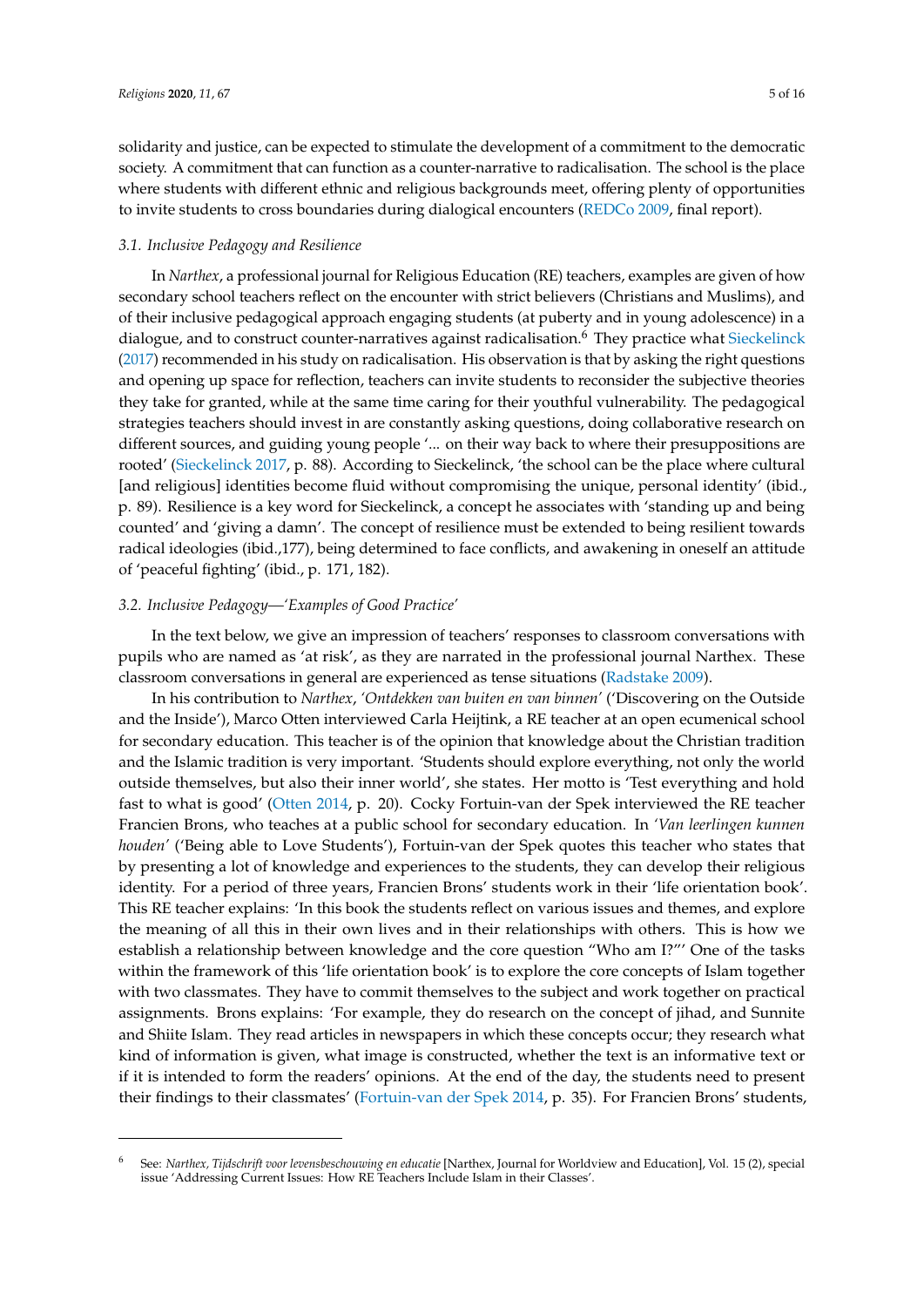solidarity and justice, can be expected to stimulate the development of a commitment to the democratic society. A commitment that can function as a counter-narrative to radicalisation. The school is the place where students with different ethnic and religious backgrounds meet, offering plenty of opportunities to invite students to cross boundaries during dialogical encounters (REDCo 2009, final report).

### 3.1. Inclusive Pedagogy and Resilience

In *Narthex*, a professional journal for Religious Education (RE) teachers, examples are given of how secondary school teachers reflect on the encounter with strict believers (Christians and Muslims), and of their inclusive pedagogical approach engaging students (at puberty and in young adolescence) in a dialogue, and to construct counter-narratives against radicalisation.[6] They practice what Sieckelinck (2017) recommended in his study on radicalisation. His observation is that by asking the right questions and opening up space for reflection, teachers can invite students to reconsider the subjective theories they take for granted, while at the same time caring for their youthful vulnerability. The pedagogical strategies teachers should invest in are constantly asking questions, doing collaborative research on different sources, and guiding young people '... on their way back to where their presuppositions are rooted' (Sieckelinck 2017, p. 88). According to Sieckelinck, 'the school can be the place where cultural [and religious] identities become fluid without compromising the unique, personal identity' (ibid., p. 89). Resilience is a key word for Sieckelinck, a concept he associates with 'standing up and being counted' and 'giving a damn'. The concept of resilience must be extended to being resilient towards radical ideologies (ibid.,177), being determined to face conflicts, and awakening in oneself an attitude of 'peaceful fighting' (ibid., p. 171, 182).

### 3.2. Inclusive Pedagogy—'Examples of Good Practice'

In the text below, we give an impression of teachers' responses to classroom conversations with pupils who are named as 'at risk', as they are narrated in the professional journal Narthex. These classroom conversations in general are experienced as tense situations (Radstake 2009).

In his contribution to *Narthex*, *'Ontdekken van buiten en van binnen'* ('Discovering on the Outside and the Inside'), Marco Otten interviewed Carla Heijtink, a RE teacher at an open ecumenical school for secondary education. This teacher is of the opinion that knowledge about the Christian tradition and the Islamic tradition is very important. 'Students should explore everything, not only the world outside themselves, but also their inner world', she states. Her motto is 'Test everything and hold fast to what is good' (Otten 2014, p. 20). Cocky Fortuin-van der Spek interviewed the RE teacher Francien Brons, who teaches at a public school for secondary education. In *'Van leerlingen kunnen houden'* ('Being able to Love Students'), Fortuin-van der Spek quotes this teacher who states that by presenting a lot of knowledge and experiences to the students, they can develop their religious identity. For a period of three years, Francien Brons' students work in their 'life orientation book'. This RE teacher explains: 'In this book the students reflect on various issues and themes, and explore the meaning of all this in their own lives and in their relationships with others. This is how we establish a relationship between knowledge and the core question "Who am I?"' One of the tasks within the framework of this 'life orientation book' is to explore the core concepts of Islam together with two classmates. They have to commit themselves to the subject and work together on practical assignments. Brons explains: 'For example, they do research on the concept of jihad, and Sunnite and Shiite Islam. They read articles in newspapers in which these concepts occur; they research what kind of information is given, what image is constructed, whether the text is an informative text or if it is intended to form the readers' opinions. At the end of the day, the students need to present their findings to their classmates' (Fortuin-van der Spek 2014, p. 35). For Francien Brons' students,

---

[6] See: *Narthex, Tijdschrift voor levensbeschouwing en educatie* [Narthex, Journal for Worldview and Education], Vol. 15 (2), special issue 'Addressing Current Issues: How RE Teachers Include Islam in their Classes'.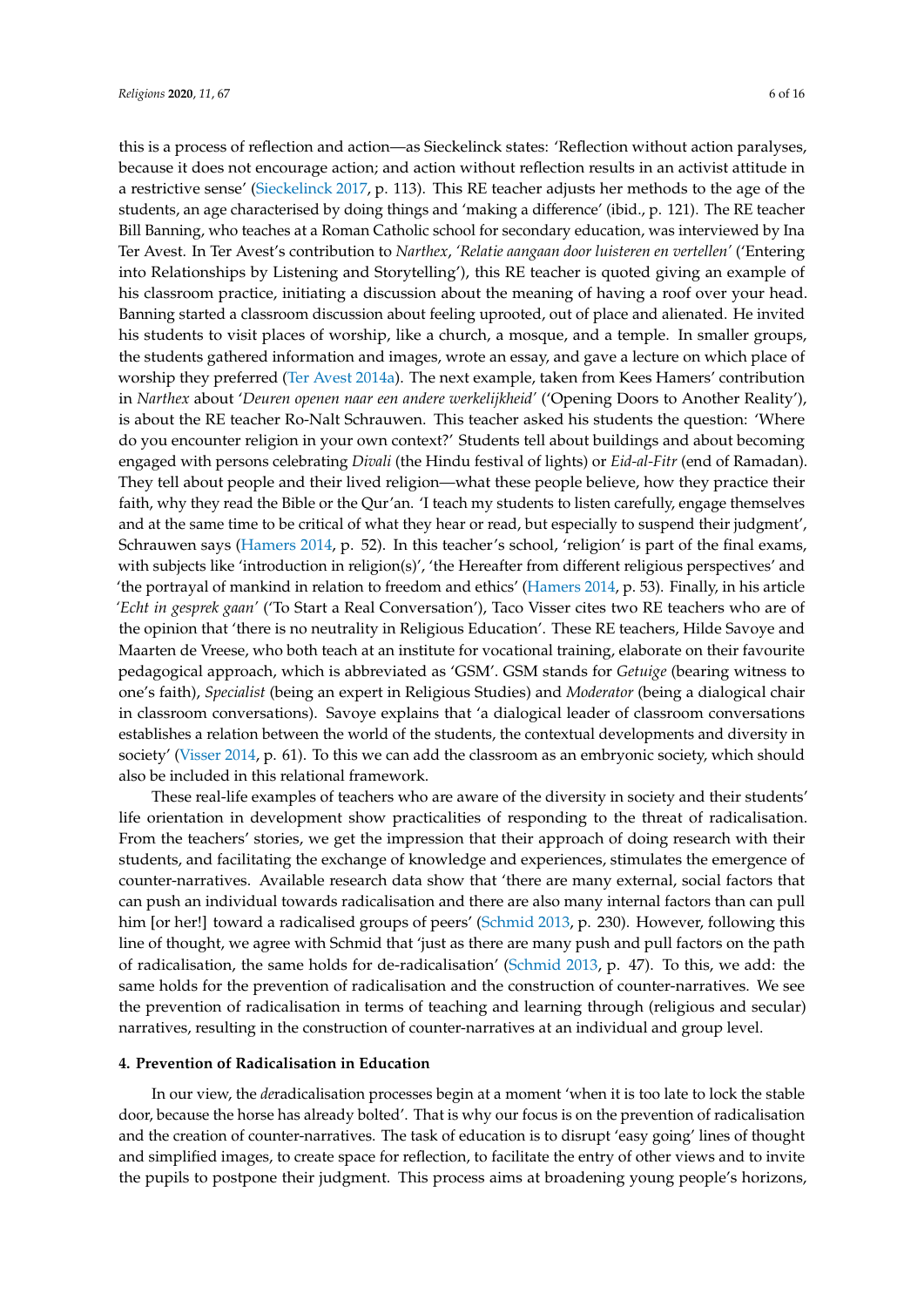this is a process of reflection and action—as Sieckelinck states: 'Reflection without action paralyses, because it does not encourage action; and action without reflection results in an activist attitude in a restrictive sense' (Sieckelinck 2017, p. 113). This RE teacher adjusts her methods to the age of the students, an age characterised by doing things and 'making a difference' (ibid., p. 121). The RE teacher Bill Banning, who teaches at a Roman Catholic school for secondary education, was interviewed by Ina Ter Avest. In Ter Avest's contribution to *Narthex*, *'Relatie aangaan door luisteren en vertellen'* ('Entering into Relationships by Listening and Storytelling'), this RE teacher is quoted giving an example of his classroom practice, initiating a discussion about the meaning of having a roof over your head. Banning started a classroom discussion about feeling uprooted, out of place and alienated. He invited his students to visit places of worship, like a church, a mosque, and a temple. In smaller groups, the students gathered information and images, wrote an essay, and gave a lecture on which place of worship they preferred (Ter Avest 2014a). The next example, taken from Kees Hamers' contribution in *Narthex* about *'Deuren openen naar een andere werkelijkheid'* ('Opening Doors to Another Reality'), is about the RE teacher Ro-Nalt Schrauwen. This teacher asked his students the question: 'Where do you encounter religion in your own context?' Students tell about buildings and about becoming engaged with persons celebrating *Divali* (the Hindu festival of lights) or *Eid-al-Fitr* (end of Ramadan). They tell about people and their lived religion—what these people believe, how they practice their faith, why they read the Bible or the Qur'an. 'I teach my students to listen carefully, engage themselves and at the same time to be critical of what they hear or read, but especially to suspend their judgment', Schrauwen says (Hamers 2014, p. 52). In this teacher's school, 'religion' is part of the final exams, with subjects like 'introduction in religion(s)', 'the Hereafter from different religious perspectives' and 'the portrayal of mankind in relation to freedom and ethics' (Hamers 2014, p. 53). Finally, in his article *'Echt in gesprek gaan'* ('To Start a Real Conversation'), Taco Visser cites two RE teachers who are of the opinion that 'there is no neutrality in Religious Education'. These RE teachers, Hilde Savoye and Maarten de Vreese, who both teach at an institute for vocational training, elaborate on their favourite pedagogical approach, which is abbreviated as 'GSM'. GSM stands for *Getuige* (bearing witness to one's faith), *Specialist* (being an expert in Religious Studies) and *Moderator* (being a dialogical chair in classroom conversations). Savoye explains that 'a dialogical leader of classroom conversations establishes a relation between the world of the students, the contextual developments and diversity in society' (Visser 2014, p. 61). To this we can add the classroom as an embryonic society, which should also be included in this relational framework.

These real-life examples of teachers who are aware of the diversity in society and their students' life orientation in development show practicalities of responding to the threat of radicalisation. From the teachers' stories, we get the impression that their approach of doing research with their students, and facilitating the exchange of knowledge and experiences, stimulates the emergence of counter-narratives. Available research data show that 'there are many external, social factors that can push an individual towards radicalisation and there are also many internal factors than can pull him [or her!] toward a radicalised groups of peers' (Schmid 2013, p. 230). However, following this line of thought, we agree with Schmid that 'just as there are many push and pull factors on the path of radicalisation, the same holds for de-radicalisation' (Schmid 2013, p. 47). To this, we add: the same holds for the prevention of radicalisation and the construction of counter-narratives. We see the prevention of radicalisation in terms of teaching and learning through (religious and secular) narratives, resulting in the construction of counter-narratives at an individual and group level.

## 4. Prevention of Radicalisation in Education

In our view, the *de*radicalisation processes begin at a moment 'when it is too late to lock the stable door, because the horse has already bolted'. That is why our focus is on the prevention of radicalisation and the creation of counter-narratives. The task of education is to disrupt 'easy going' lines of thought and simplified images, to create space for reflection, to facilitate the entry of other views and to invite the pupils to postpone their judgment. This process aims at broadening young people's horizons,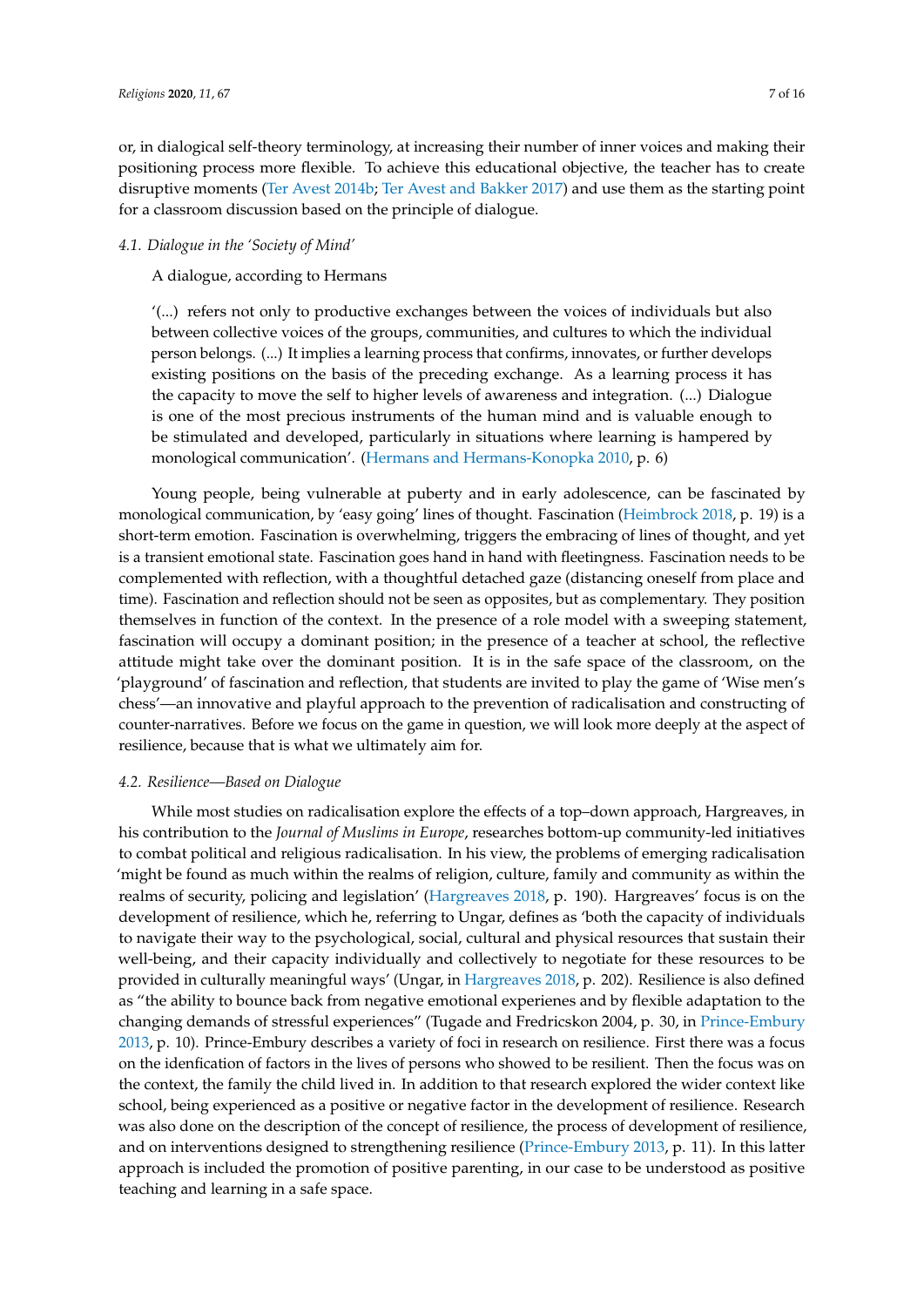or, in dialogical self-theory terminology, at increasing their number of inner voices and making their positioning process more flexible. To achieve this educational objective, the teacher has to create disruptive moments (Ter Avest 2014b; Ter Avest and Bakker 2017) and use them as the starting point for a classroom discussion based on the principle of dialogue.

### 4.1. Dialogue in the 'Society of Mind'

A dialogue, according to Hermans

> '(...) refers not only to productive exchanges between the voices of individuals but also between collective voices of the groups, communities, and cultures to which the individual person belongs. (...) It implies a learning process that confirms, innovates, or further develops existing positions on the basis of the preceding exchange. As a learning process it has the capacity to move the self to higher levels of awareness and integration. (...) Dialogue is one of the most precious instruments of the human mind and is valuable enough to be stimulated and developed, particularly in situations where learning is hampered by monological communication'. (Hermans and Hermans-Konopka 2010, p. 6)

Young people, being vulnerable at puberty and in early adolescence, can be fascinated by monological communication, by 'easy going' lines of thought. Fascination (Heimbrock 2018, p. 19) is a short-term emotion. Fascination is overwhelming, triggers the embracing of lines of thought, and yet is a transient emotional state. Fascination goes hand in hand with fleetingness. Fascination needs to be complemented with reflection, with a thoughtful detached gaze (distancing oneself from place and time). Fascination and reflection should not be seen as opposites, but as complementary. They position themselves in function of the context. In the presence of a role model with a sweeping statement, fascination will occupy a dominant position; in the presence of a teacher at school, the reflective attitude might take over the dominant position. It is in the safe space of the classroom, on the 'playground' of fascination and reflection, that students are invited to play the game of 'Wise men's chess'—an innovative and playful approach to the prevention of radicalisation and constructing of counter-narratives. Before we focus on the game in question, we will look more deeply at the aspect of resilience, because that is what we ultimately aim for.

### 4.2. Resilience—Based on Dialogue

While most studies on radicalisation explore the effects of a top–down approach, Hargreaves, in his contribution to the *Journal of Muslims in Europe*, researches bottom-up community-led initiatives to combat political and religious radicalisation. In his view, the problems of emerging radicalisation 'might be found as much within the realms of religion, culture, family and community as within the realms of security, policing and legislation' (Hargreaves 2018, p. 190). Hargreaves' focus is on the development of resilience, which he, referring to Ungar, defines as 'both the capacity of individuals to navigate their way to the psychological, social, cultural and physical resources that sustain their well-being, and their capacity individually and collectively to negotiate for these resources to be provided in culturally meaningful ways' (Ungar, in Hargreaves 2018, p. 202). Resilience is also defined as "the ability to bounce back from negative emotional experienes and by flexible adaptation to the changing demands of stressful experiences" (Tugade and Fredricskon 2004, p. 30, in Prince-Embury 2013, p. 10). Prince-Embury describes a variety of foci in research on resilience. First there was a focus on the idenfication of factors in the lives of persons who showed to be resilient. Then the focus was on the context, the family the child lived in. In addition to that research explored the wider context like school, being experienced as a positive or negative factor in the development of resilience. Research was also done on the description of the concept of resilience, the process of development of resilience, and on interventions designed to strengthening resilience (Prince-Embury 2013, p. 11). In this latter approach is included the promotion of positive parenting, in our case to be understood as positive teaching and learning in a safe space.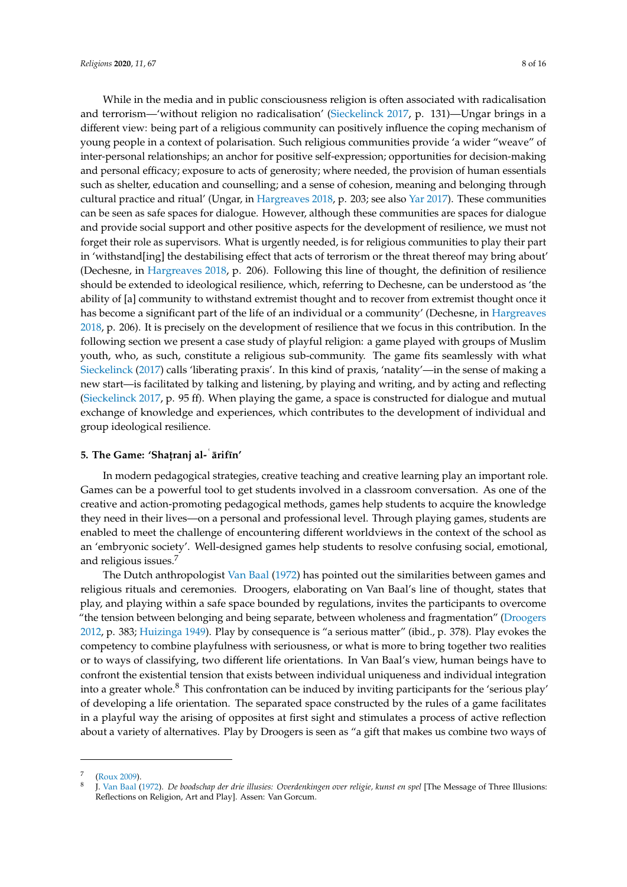While in the media and in public consciousness religion is often associated with radicalisation and terrorism—'without religion no radicalisation' (Sieckelinck 2017, p. 131)—Ungar brings in a different view: being part of a religious community can positively influence the coping mechanism of young people in a context of polarisation. Such religious communities provide 'a wider "weave" of inter-personal relationships; an anchor for positive self-expression; opportunities for decision-making and personal efficacy; exposure to acts of generosity; where needed, the provision of human essentials such as shelter, education and counselling; and a sense of cohesion, meaning and belonging through cultural practice and ritual' (Ungar, in Hargreaves 2018, p. 203; see also Yar 2017). These communities can be seen as safe spaces for dialogue. However, although these communities are spaces for dialogue and provide social support and other positive aspects for the development of resilience, we must not forget their role as supervisors. What is urgently needed, is for religious communities to play their part in 'withstand[ing] the destabilising effect that acts of terrorism or the threat thereof may bring about' (Dechesne, in Hargreaves 2018, p. 206). Following this line of thought, the definition of resilience should be extended to ideological resilience, which, referring to Dechesne, can be understood as 'the ability of [a] community to withstand extremist thought and to recover from extremist thought once it has become a significant part of the life of an individual or a community' (Dechesne, in Hargreaves 2018, p. 206). It is precisely on the development of resilience that we focus in this contribution. In the following section we present a case study of playful religion: a game played with groups of Muslim youth, who, as such, constitute a religious sub-community. The game fits seamlessly with what Sieckelinck (2017) calls 'liberating praxis'. In this kind of praxis, 'natality'—in the sense of making a new start—is facilitated by talking and listening, by playing and writing, and by acting and reflecting (Sieckelinck 2017, p. 95 ff). When playing the game, a space is constructed for dialogue and mutual exchange of knowledge and experiences, which contributes to the development of individual and group ideological resilience.

## 5. The Game: 'Shaṭranj al-ʿārifīn'

In modern pedagogical strategies, creative teaching and creative learning play an important role. Games can be a powerful tool to get students involved in a classroom conversation. As one of the creative and action-promoting pedagogical methods, games help students to acquire the knowledge they need in their lives—on a personal and professional level. Through playing games, students are enabled to meet the challenge of encountering different worldviews in the context of the school as an 'embryonic society'. Well-designed games help students to resolve confusing social, emotional, and religious issues.[7]

The Dutch anthropologist Van Baal (1972) has pointed out the similarities between games and religious rituals and ceremonies. Droogers, elaborating on Van Baal's line of thought, states that play, and playing within a safe space bounded by regulations, invites the participants to overcome "the tension between belonging and being separate, between wholeness and fragmentation" (Droogers 2012, p. 383; Huizinga 1949). Play by consequence is "a serious matter" (ibid., p. 378). Play evokes the competency to combine playfulness with seriousness, or what is more to bring together two realities or to ways of classifying, two different life orientations. In Van Baal's view, human beings have to confront the existential tension that exists between individual uniqueness and individual integration into a greater whole.[8] This confrontation can be induced by inviting participants for the 'serious play' of developing a life orientation. The separated space constructed by the rules of a game facilitates in a playful way the arising of opposites at first sight and stimulates a process of active reflection about a variety of alternatives. Play by Droogers is seen as "a gift that makes us combine two ways of

---

[7] (Roux 2009).

[8] J. Van Baal (1972). *De boodschap der drie illusies: Overdenkingen over religie, kunst en spel* [The Message of Three Illusions: Reflections on Religion, Art and Play]. Assen: Van Gorcum.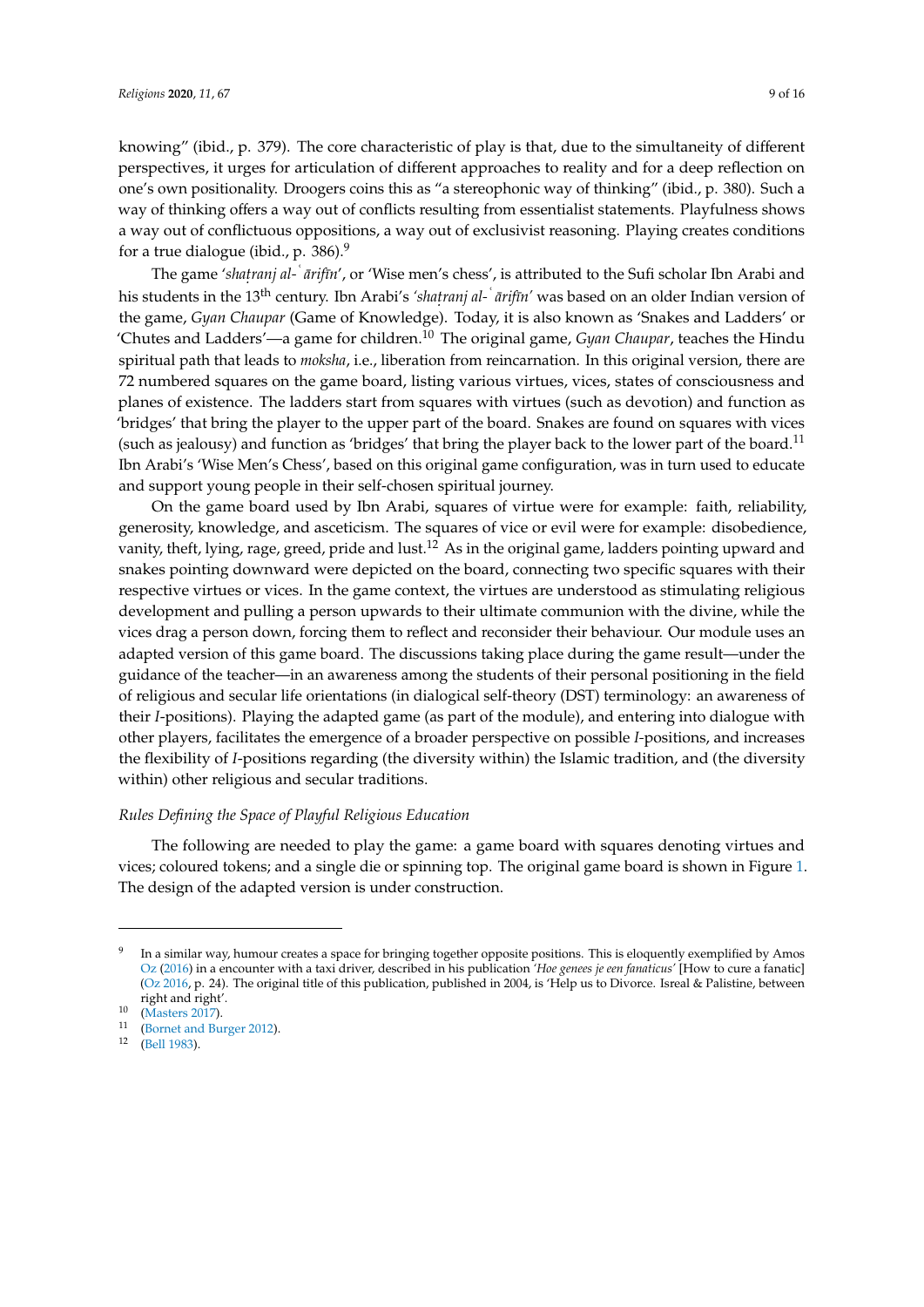knowing" (ibid., p. 379). The core characteristic of play is that, due to the simultaneity of different perspectives, it urges for articulation of different approaches to reality and for a deep reflection on one's own positionality. Droogers coins this as "a stereophonic way of thinking" (ibid., p. 380). Such a way of thinking offers a way out of conflicts resulting from essentialist statements. Playfulness shows a way out of conflictuous oppositions, a way out of exclusivist reasoning. Playing creates conditions for a true dialogue (ibid., p. 386).[9]

The game '*shaṭranj al-ʿārifīn*', or 'Wise men's chess', is attributed to the Sufi scholar Ibn Arabi and his students in the 13th century. Ibn Arabi's *'shaṭranj al-ʿārifīn'* was based on an older Indian version of the game, *Gyan Chaupar* (Game of Knowledge). Today, it is also known as 'Snakes and Ladders' or 'Chutes and Ladders'—a game for children.[10] The original game, *Gyan Chaupar*, teaches the Hindu spiritual path that leads to *moksha*, i.e., liberation from reincarnation. In this original version, there are 72 numbered squares on the game board, listing various virtues, vices, states of consciousness and planes of existence. The ladders start from squares with virtues (such as devotion) and function as 'bridges' that bring the player to the upper part of the board. Snakes are found on squares with vices (such as jealousy) and function as 'bridges' that bring the player back to the lower part of the board.[11] Ibn Arabi's 'Wise Men's Chess', based on this original game configuration, was in turn used to educate and support young people in their self-chosen spiritual journey.

On the game board used by Ibn Arabi, squares of virtue were for example: faith, reliability, generosity, knowledge, and asceticism. The squares of vice or evil were for example: disobedience, vanity, theft, lying, rage, greed, pride and lust.[12] As in the original game, ladders pointing upward and snakes pointing downward were depicted on the board, connecting two specific squares with their respective virtues or vices. In the game context, the virtues are understood as stimulating religious development and pulling a person upwards to their ultimate communion with the divine, while the vices drag a person down, forcing them to reflect and reconsider their behaviour. Our module uses an adapted version of this game board. The discussions taking place during the game result—under the guidance of the teacher—in an awareness among the students of their personal positioning in the field of religious and secular life orientations (in dialogical self-theory (DST) terminology: an awareness of their *I*-positions). Playing the adapted game (as part of the module), and entering into dialogue with other players, facilitates the emergence of a broader perspective on possible *I*-positions, and increases the flexibility of *I*-positions regarding (the diversity within) the Islamic tradition, and (the diversity within) other religious and secular traditions.

*Rules Defining the Space of Playful Religious Education*

The following are needed to play the game: a game board with squares denoting virtues and vices; coloured tokens; and a single die or spinning top. The original game board is shown in Figure 1. The design of the adapted version is under construction.

---

[9] In a similar way, humour creates a space for bringing together opposite positions. This is eloquently exemplified by Amos Oz (2016) in a encounter with a taxi driver, described in his publication *'Hoe genees je een fanaticus'* [How to cure a fanatic] (Oz 2016, p. 24). The original title of this publication, published in 2004, is 'Help us to Divorce. Isreal & Palistine, between right and right'.

[10] (Masters 2017).

[11] (Bornet and Burger 2012).

[12] (Bell 1983).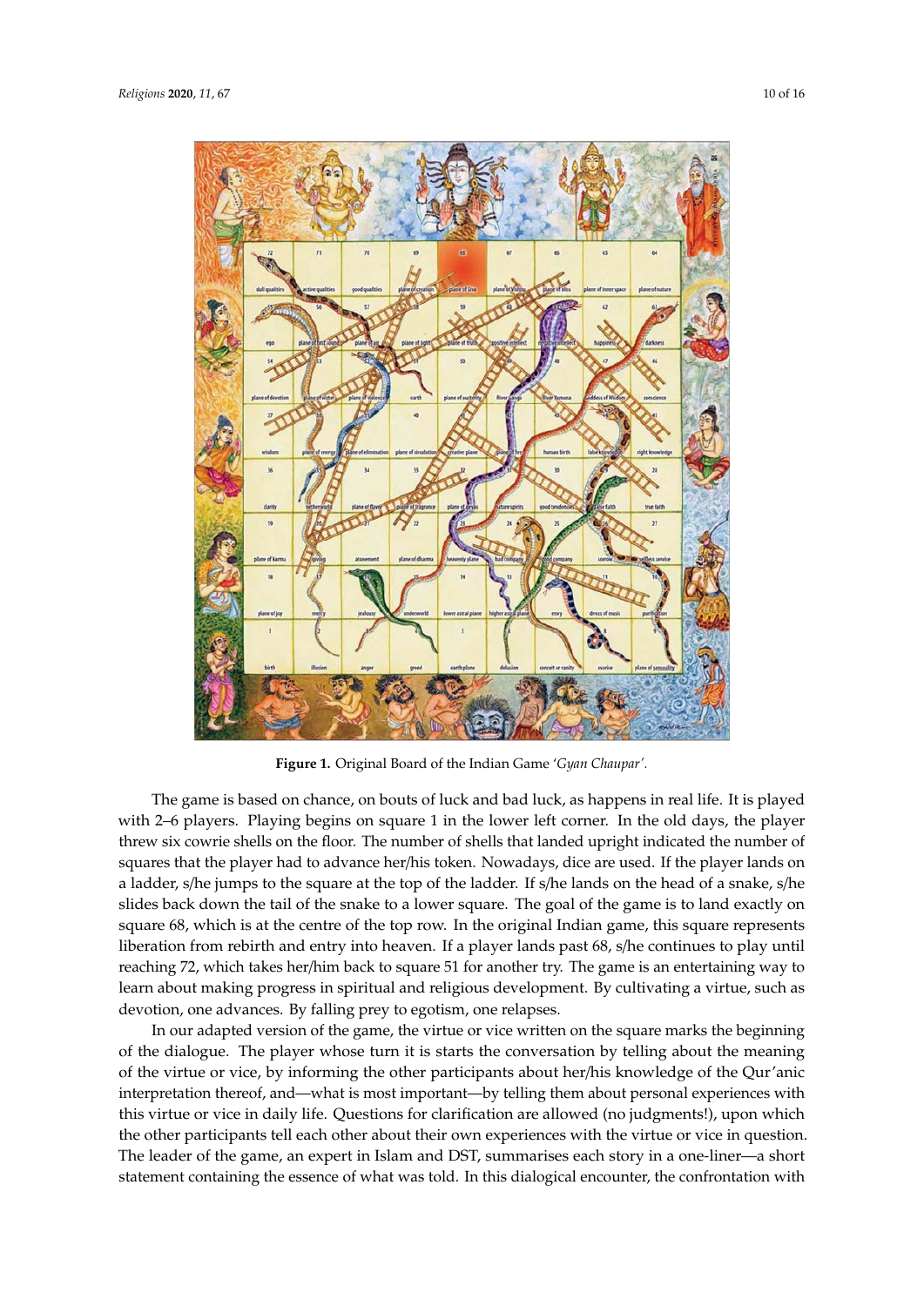**Figure 1.** Original Board of the Indian Game '*Gyan Chaupar'*.

The game is based on chance, on bouts of luck and bad luck, as happens in real life. It is played with 2–6 players. Playing begins on square 1 in the lower left corner. In the old days, the player threw six cowrie shells on the floor. The number of shells that landed upright indicated the number of squares that the player had to advance her/his token. Nowadays, dice are used. If the player lands on a ladder, s/he jumps to the square at the top of the ladder. If s/he lands on the head of a snake, s/he slides back down the tail of the snake to a lower square. The goal of the game is to land exactly on square 68, which is at the centre of the top row. In the original Indian game, this square represents liberation from rebirth and entry into heaven. If a player lands past 68, s/he continues to play until reaching 72, which takes her/him back to square 51 for another try. The game is an entertaining way to learn about making progress in spiritual and religious development. By cultivating a virtue, such as devotion, one advances. By falling prey to egotism, one relapses.

In our adapted version of the game, the virtue or vice written on the square marks the beginning of the dialogue. The player whose turn it is starts the conversation by telling about the meaning of the virtue or vice, by informing the other participants about her/his knowledge of the Qur'anic interpretation thereof, and—what is most important—by telling them about personal experiences with this virtue or vice in daily life. Questions for clarification are allowed (no judgments!), upon which the other participants tell each other about their own experiences with the virtue or vice in question. The leader of the game, an expert in Islam and DST, summarises each story in a one-liner—a short statement containing the essence of what was told. In this dialogical encounter, the confrontation with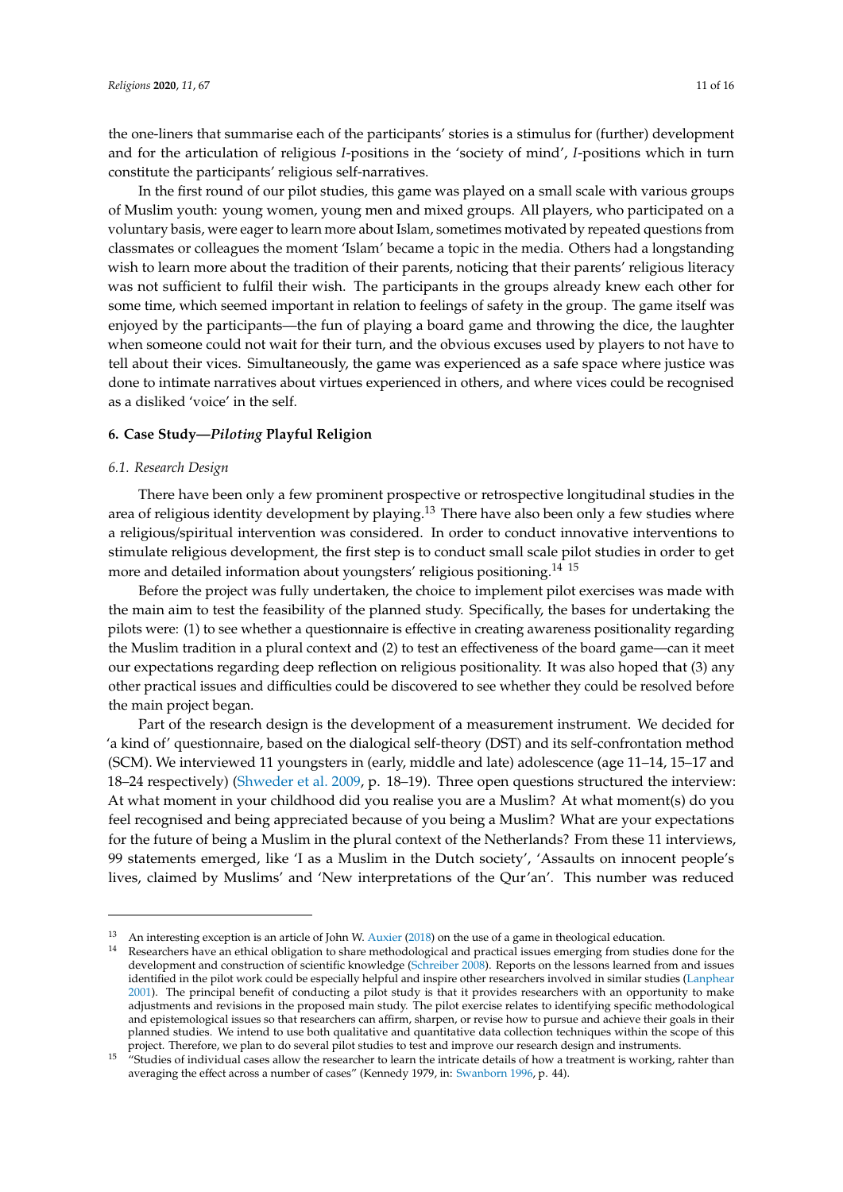the one-liners that summarise each of the participants' stories is a stimulus for (further) development and for the articulation of religious *I*-positions in the 'society of mind', *I*-positions which in turn constitute the participants' religious self-narratives.

In the first round of our pilot studies, this game was played on a small scale with various groups of Muslim youth: young women, young men and mixed groups. All players, who participated on a voluntary basis, were eager to learn more about Islam, sometimes motivated by repeated questions from classmates or colleagues the moment 'Islam' became a topic in the media. Others had a longstanding wish to learn more about the tradition of their parents, noticing that their parents' religious literacy was not sufficient to fulfil their wish. The participants in the groups already knew each other for some time, which seemed important in relation to feelings of safety in the group. The game itself was enjoyed by the participants—the fun of playing a board game and throwing the dice, the laughter when someone could not wait for their turn, and the obvious excuses used by players to not have to tell about their vices. Simultaneously, the game was experienced as a safe space where justice was done to intimate narratives about virtues experienced in others, and where vices could be recognised as a disliked 'voice' in the self.

## 6. Case Study—*Piloting* Playful Religion

### 6.1. Research Design

There have been only a few prominent prospective or retrospective longitudinal studies in the area of religious identity development by playing.[13] There have also been only a few studies where a religious/spiritual intervention was considered. In order to conduct innovative interventions to stimulate religious development, the first step is to conduct small scale pilot studies in order to get more and detailed information about youngsters' religious positioning.[14] [15]

Before the project was fully undertaken, the choice to implement pilot exercises was made with the main aim to test the feasibility of the planned study. Specifically, the bases for undertaking the pilots were: (1) to see whether a questionnaire is effective in creating awareness positionality regarding the Muslim tradition in a plural context and (2) to test an effectiveness of the board game—can it meet our expectations regarding deep reflection on religious positionality. It was also hoped that (3) any other practical issues and difficulties could be discovered to see whether they could be resolved before the main project began.

Part of the research design is the development of a measurement instrument. We decided for 'a kind of' questionnaire, based on the dialogical self-theory (DST) and its self-confrontation method (SCM). We interviewed 11 youngsters in (early, middle and late) adolescence (age 11–14, 15–17 and 18–24 respectively) (Shweder et al. 2009, p. 18–19). Three open questions structured the interview: At what moment in your childhood did you realise you are a Muslim? At what moment(s) do you feel recognised and being appreciated because of you being a Muslim? What are your expectations for the future of being a Muslim in the plural context of the Netherlands? From these 11 interviews, 99 statements emerged, like 'I as a Muslim in the Dutch society', 'Assaults on innocent people's lives, claimed by Muslims' and 'New interpretations of the Qur'an'. This number was reduced

---

[13] An interesting exception is an article of John W. Auxier (2018) on the use of a game in theological education.

[14] Researchers have an ethical obligation to share methodological and practical issues emerging from studies done for the development and construction of scientific knowledge (Schreiber 2008). Reports on the lessons learned from and issues identified in the pilot work could be especially helpful and inspire other researchers involved in similar studies (Lanphear 2001). The principal benefit of conducting a pilot study is that it provides researchers with an opportunity to make adjustments and revisions in the proposed main study. The pilot exercise relates to identifying specific methodological and epistemological issues so that researchers can affirm, sharpen, or revise how to pursue and achieve their goals in their planned studies. We intend to use both qualitative and quantitative data collection techniques within the scope of this project. Therefore, we plan to do several pilot studies to test and improve our research design and instruments.

[15] "Studies of individual cases allow the researcher to learn the intricate details of how a treatment is working, rahter than averaging the effect across a number of cases" (Kennedy 1979, in: Swanborn 1996, p. 44).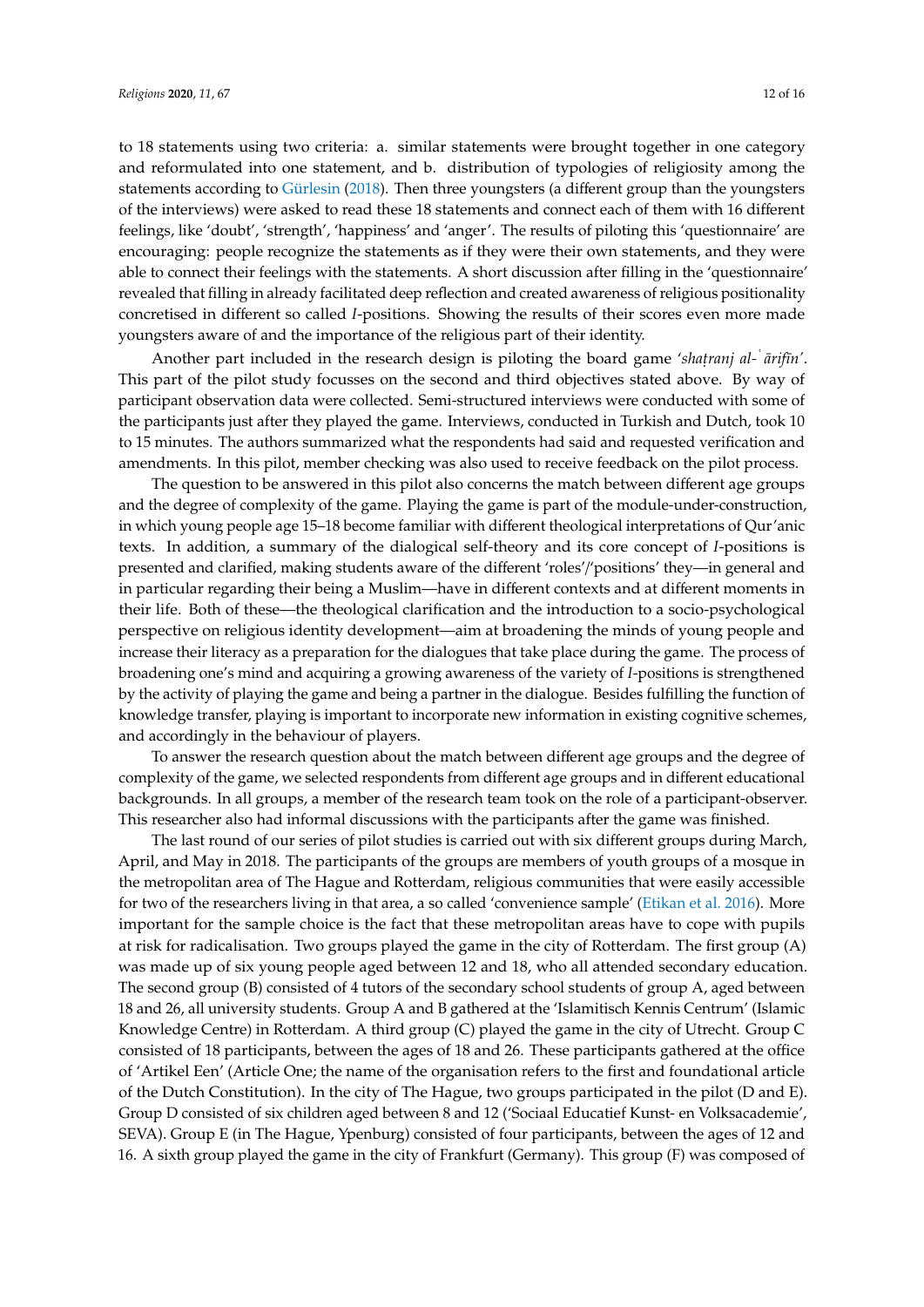to 18 statements using two criteria: a. similar statements were brought together in one category and reformulated into one statement, and b. distribution of typologies of religiosity among the statements according to Gürlesin (2018). Then three youngsters (a different group than the youngsters of the interviews) were asked to read these 18 statements and connect each of them with 16 different feelings, like 'doubt', 'strength', 'happiness' and 'anger'. The results of piloting this 'questionnaire' are encouraging: people recognize the statements as if they were their own statements, and they were able to connect their feelings with the statements. A short discussion after filling in the 'questionnaire' revealed that filling in already facilitated deep reflection and created awareness of religious positionality concretised in different so called *I*-positions. Showing the results of their scores even more made youngsters aware of and the importance of the religious part of their identity.

Another part included in the research design is piloting the board game '*shaṭranj al-ʿārifīn*'. This part of the pilot study focusses on the second and third objectives stated above. By way of participant observation data were collected. Semi-structured interviews were conducted with some of the participants just after they played the game. Interviews, conducted in Turkish and Dutch, took 10 to 15 minutes. The authors summarized what the respondents had said and requested verification and amendments. In this pilot, member checking was also used to receive feedback on the pilot process.

The question to be answered in this pilot also concerns the match between different age groups and the degree of complexity of the game. Playing the game is part of the module-under-construction, in which young people age 15–18 become familiar with different theological interpretations of Qur'anic texts. In addition, a summary of the dialogical self-theory and its core concept of *I*-positions is presented and clarified, making students aware of the different 'roles'/'positions' they—in general and in particular regarding their being a Muslim—have in different contexts and at different moments in their life. Both of these—the theological clarification and the introduction to a socio-psychological perspective on religious identity development—aim at broadening the minds of young people and increase their literacy as a preparation for the dialogues that take place during the game. The process of broadening one's mind and acquiring a growing awareness of the variety of *I*-positions is strengthened by the activity of playing the game and being a partner in the dialogue. Besides fulfilling the function of knowledge transfer, playing is important to incorporate new information in existing cognitive schemes, and accordingly in the behaviour of players.

To answer the research question about the match between different age groups and the degree of complexity of the game, we selected respondents from different age groups and in different educational backgrounds. In all groups, a member of the research team took on the role of a participant-observer. This researcher also had informal discussions with the participants after the game was finished.

The last round of our series of pilot studies is carried out with six different groups during March, April, and May in 2018. The participants of the groups are members of youth groups of a mosque in the metropolitan area of The Hague and Rotterdam, religious communities that were easily accessible for two of the researchers living in that area, a so called 'convenience sample' (Etikan et al. 2016). More important for the sample choice is the fact that these metropolitan areas have to cope with pupils at risk for radicalisation. Two groups played the game in the city of Rotterdam. The first group (A) was made up of six young people aged between 12 and 18, who all attended secondary education. The second group (B) consisted of 4 tutors of the secondary school students of group A, aged between 18 and 26, all university students. Group A and B gathered at the 'Islamitisch Kennis Centrum' (Islamic Knowledge Centre) in Rotterdam. A third group (C) played the game in the city of Utrecht. Group C consisted of 18 participants, between the ages of 18 and 26. These participants gathered at the office of 'Artikel Een' (Article One; the name of the organisation refers to the first and foundational article of the Dutch Constitution). In the city of The Hague, two groups participated in the pilot (D and E). Group D consisted of six children aged between 8 and 12 ('Sociaal Educatief Kunst- en Volksacademie', SEVA). Group E (in The Hague, Ypenburg) consisted of four participants, between the ages of 12 and 16. A sixth group played the game in the city of Frankfurt (Germany). This group (F) was composed of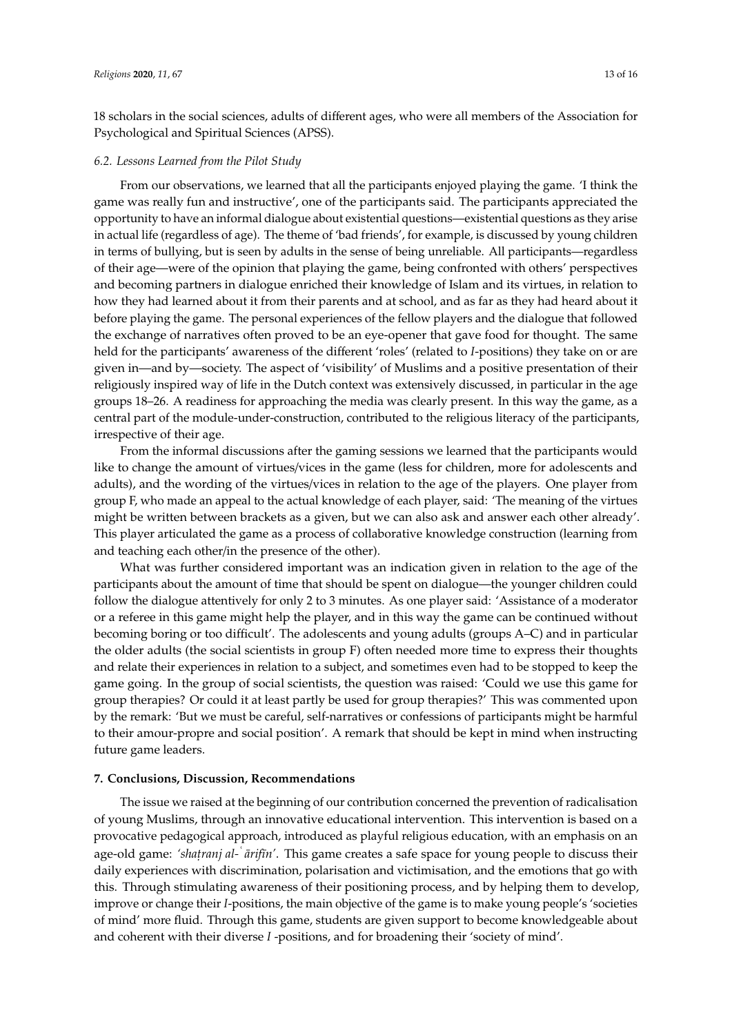18 scholars in the social sciences, adults of different ages, who were all members of the Association for Psychological and Spiritual Sciences (APSS).

### *6.2. Lessons Learned from the Pilot Study*

From our observations, we learned that all the participants enjoyed playing the game. 'I think the game was really fun and instructive', one of the participants said. The participants appreciated the opportunity to have an informal dialogue about existential questions—existential questions as they arise in actual life (regardless of age). The theme of 'bad friends', for example, is discussed by young children in terms of bullying, but is seen by adults in the sense of being unreliable. All participants—regardless of their age—were of the opinion that playing the game, being confronted with others' perspectives and becoming partners in dialogue enriched their knowledge of Islam and its virtues, in relation to how they had learned about it from their parents and at school, and as far as they had heard about it before playing the game. The personal experiences of the fellow players and the dialogue that followed the exchange of narratives often proved to be an eye-opener that gave food for thought. The same held for the participants' awareness of the different 'roles' (related to *I*-positions) they take on or are given in—and by—society. The aspect of 'visibility' of Muslims and a positive presentation of their religiously inspired way of life in the Dutch context was extensively discussed, in particular in the age groups 18–26. A readiness for approaching the media was clearly present. In this way the game, as a central part of the module-under-construction, contributed to the religious literacy of the participants, irrespective of their age.

From the informal discussions after the gaming sessions we learned that the participants would like to change the amount of virtues/vices in the game (less for children, more for adolescents and adults), and the wording of the virtues/vices in relation to the age of the players. One player from group F, who made an appeal to the actual knowledge of each player, said: 'The meaning of the virtues might be written between brackets as a given, but we can also ask and answer each other already'. This player articulated the game as a process of collaborative knowledge construction (learning from and teaching each other/in the presence of the other).

What was further considered important was an indication given in relation to the age of the participants about the amount of time that should be spent on dialogue—the younger children could follow the dialogue attentively for only 2 to 3 minutes. As one player said: 'Assistance of a moderator or a referee in this game might help the player, and in this way the game can be continued without becoming boring or too difficult'. The adolescents and young adults (groups A–C) and in particular the older adults (the social scientists in group F) often needed more time to express their thoughts and relate their experiences in relation to a subject, and sometimes even had to be stopped to keep the game going. In the group of social scientists, the question was raised: 'Could we use this game for group therapies? Or could it at least partly be used for group therapies?' This was commented upon by the remark: 'But we must be careful, self-narratives or confessions of participants might be harmful to their amour-propre and social position'. A remark that should be kept in mind when instructing future game leaders.

## 7. Conclusions, Discussion, Recommendations

The issue we raised at the beginning of our contribution concerned the prevention of radicalisation of young Muslims, through an innovative educational intervention. This intervention is based on a provocative pedagogical approach, introduced as playful religious education, with an emphasis on an age-old game: *'shaṭranj al-ʿārifīn'*. This game creates a safe space for young people to discuss their daily experiences with discrimination, polarisation and victimisation, and the emotions that go with this. Through stimulating awareness of their positioning process, and by helping them to develop, improve or change their *I*-positions, the main objective of the game is to make young people's 'societies of mind' more fluid. Through this game, students are given support to become knowledgeable about and coherent with their diverse *I* -positions, and for broadening their 'society of mind'.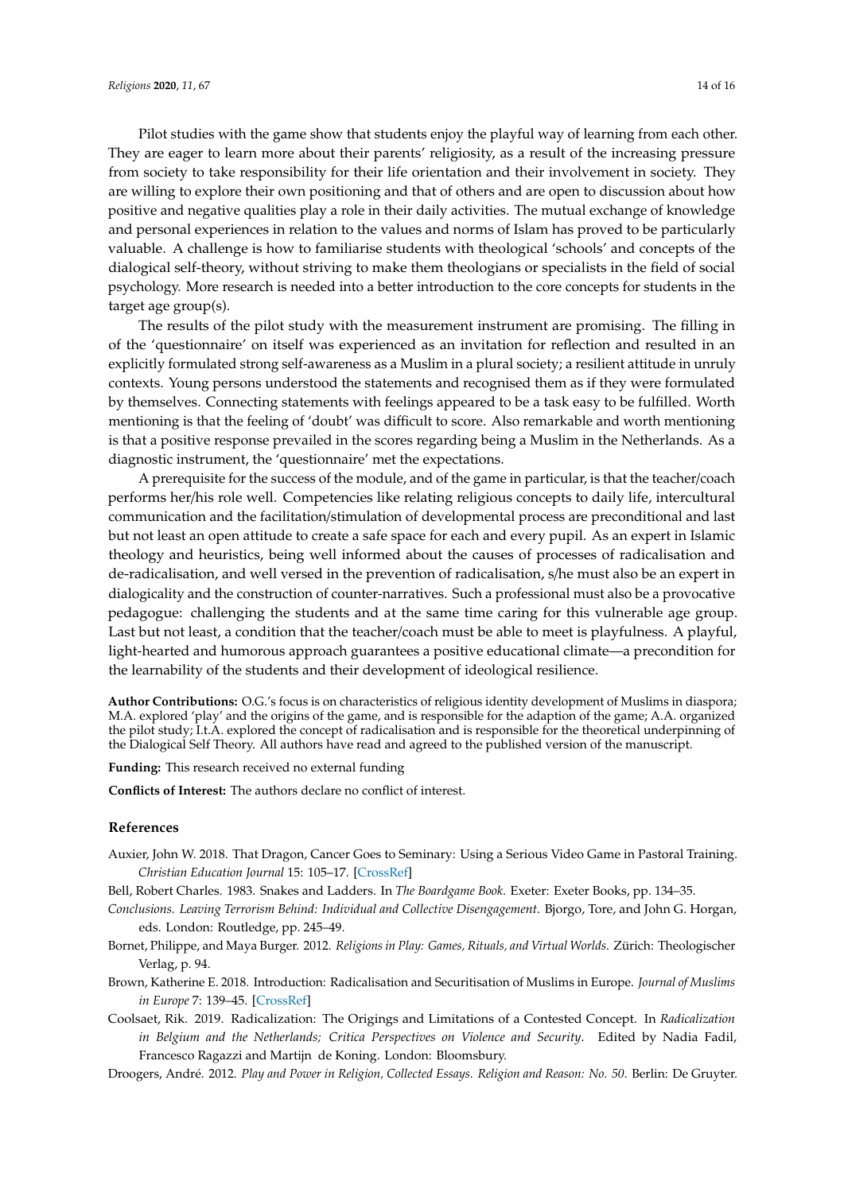Pilot studies with the game show that students enjoy the playful way of learning from each other. They are eager to learn more about their parents' religiosity, as a result of the increasing pressure from society to take responsibility for their life orientation and their involvement in society. They are willing to explore their own positioning and that of others and are open to discussion about how positive and negative qualities play a role in their daily activities. The mutual exchange of knowledge and personal experiences in relation to the values and norms of Islam has proved to be particularly valuable. A challenge is how to familiarise students with theological 'schools' and concepts of the dialogical self-theory, without striving to make them theologians or specialists in the field of social psychology. More research is needed into a better introduction to the core concepts for students in the target age group(s).

The results of the pilot study with the measurement instrument are promising. The filling in of the 'questionnaire' on itself was experienced as an invitation for reflection and resulted in an explicitly formulated strong self-awareness as a Muslim in a plural society; a resilient attitude in unruly contexts. Young persons understood the statements and recognised them as if they were formulated by themselves. Connecting statements with feelings appeared to be a task easy to be fulfilled. Worth mentioning is that the feeling of 'doubt' was difficult to score. Also remarkable and worth mentioning is that a positive response prevailed in the scores regarding being a Muslim in the Netherlands. As a diagnostic instrument, the 'questionnaire' met the expectations.

A prerequisite for the success of the module, and of the game in particular, is that the teacher/coach performs her/his role well. Competencies like relating religious concepts to daily life, intercultural communication and the facilitation/stimulation of developmental process are preconditional and last but not least an open attitude to create a safe space for each and every pupil. As an expert in Islamic theology and heuristics, being well informed about the causes of processes of radicalisation and de-radicalisation, and well versed in the prevention of radicalisation, s/he must also be an expert in dialogicality and the construction of counter-narratives. Such a professional must also be a provocative pedagogue: challenging the students and at the same time caring for this vulnerable age group. Last but not least, a condition that the teacher/coach must be able to meet is playfulness. A playful, light-hearted and humorous approach guarantees a positive educational climate—a precondition for the learnability of the students and their development of ideological resilience.

**Author Contributions:** O.G.'s focus is on characteristics of religious identity development of Muslims in diaspora; M.A. explored 'play' and the origins of the game, and is responsible for the adaption of the game; A.A. organized the pilot study; I.t.A. explored the concept of radicalisation and is responsible for the theoretical underpinning of the Dialogical Self Theory. All authors have read and agreed to the published version of the manuscript.

**Funding:** This research received no external funding

**Conflicts of Interest:** The authors declare no conflict of interest.

## References

Auxier, John W. 2018. That Dragon, Cancer Goes to Seminary: Using a Serious Video Game in Pastoral Training. *Christian Education Journal* 15: 105–17. [CrossRef]

Bell, Robert Charles. 1983. Snakes and Ladders. In *The Boardgame Book*. Exeter: Exeter Books, pp. 134–35.

*Conclusions. Leaving Terrorism Behind: Individual and Collective Disengagement*. Bjorgo, Tore, and John G. Horgan, eds. London: Routledge, pp. 245–49.

Bornet, Philippe, and Maya Burger. 2012. *Religions in Play: Games, Rituals, and Virtual Worlds*. Zürich: Theologischer Verlag, p. 94.

Brown, Katherine E. 2018. Introduction: Radicalisation and Securitisation of Muslims in Europe. *Journal of Muslims in Europe* 7: 139–45. [CrossRef]

Coolsaet, Rik. 2019. Radicalization: The Origings and Limitations of a Contested Concept. In *Radicalization in Belgium and the Netherlands; Critica Perspectives on Violence and Security*. Edited by Nadia Fadil, Francesco Ragazzi and Martijn de Koning. London: Bloomsbury.

Droogers, André. 2012. *Play and Power in Religion, Collected Essays. Religion and Reason: No. 50*. Berlin: De Gruyter.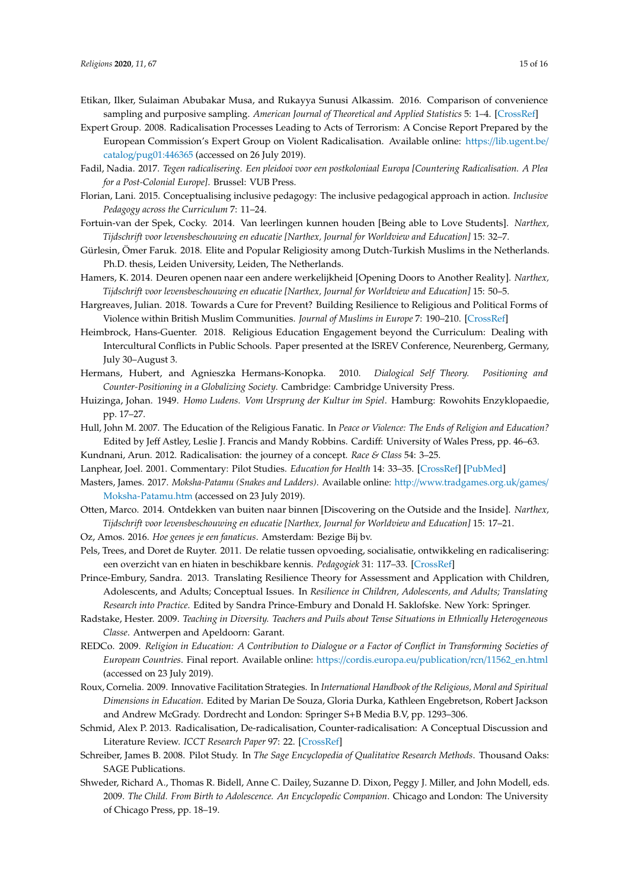Etikan, Ilker, Sulaiman Abubakar Musa, and Rukayya Sunusi Alkassim. 2016. Comparison of convenience sampling and purposive sampling. *American Journal of Theoretical and Applied Statistics* 5: 1–4. [CrossRef]

Expert Group. 2008. Radicalisation Processes Leading to Acts of Terrorism: A Concise Report Prepared by the European Commission's Expert Group on Violent Radicalisation. Available online: https://lib.ugent.be/catalog/pug01:446365 (accessed on 26 July 2019).

Fadil, Nadia. 2017. *Tegen radicalisering. Een pleidooi voor een postkoloniaal Europa [Countering Radicalisation. A Plea for a Post-Colonial Europe]*. Brussel: VUB Press.

Florian, Lani. 2015. Conceptualising inclusive pedagogy: The inclusive pedagogical approach in action. *Inclusive Pedagogy across the Curriculum* 7: 11–24.

Fortuin-van der Spek, Cocky. 2014. Van leerlingen kunnen houden [Being able to Love Students]. *Narthex, Tijdschrift voor levensbeschouwing en educatie [Narthex, Journal for Worldview and Education]* 15: 32–7.

Gürlesin, Ömer Faruk. 2018. Elite and Popular Religiosity among Dutch-Turkish Muslims in the Netherlands. Ph.D. thesis, Leiden University, Leiden, The Netherlands.

Hamers, K. 2014. Deuren openen naar een andere werkelijkheid [Opening Doors to Another Reality]. *Narthex, Tijdschrift voor levensbeschouwing en educatie [Narthex, Journal for Worldview and Education]* 15: 50–5.

Hargreaves, Julian. 2018. Towards a Cure for Prevent? Building Resilience to Religious and Political Forms of Violence within British Muslim Communities. *Journal of Muslims in Europe* 7: 190–210. [CrossRef]

Heimbrock, Hans-Guenter. 2018. Religious Education Engagement beyond the Curriculum: Dealing with Intercultural Conflicts in Public Schools. Paper presented at the ISREV Conference, Neurenberg, Germany, July 30–August 3.

Hermans, Hubert, and Agnieszka Hermans-Konopka. 2010. *Dialogical Self Theory. Positioning and Counter-Positioning in a Globalizing Society*. Cambridge: Cambridge University Press.

Huizinga, Johan. 1949. *Homo Ludens. Vom Ursprung der Kultur im Spiel*. Hamburg: Rowohits Enzyklopaedie, pp. 17–27.

Hull, John M. 2007. The Education of the Religious Fanatic. In *Peace or Violence: The Ends of Religion and Education?* Edited by Jeff Astley, Leslie J. Francis and Mandy Robbins. Cardiff: University of Wales Press, pp. 46–63.

Kundnani, Arun. 2012. Radicalisation: the journey of a concept. *Race & Class* 54: 3–25.

Lanphear, Joel. 2001. Commentary: Pilot Studies. *Education for Health* 14: 33–35. [CrossRef] [PubMed]

Masters, James. 2017. *Moksha-Patamu (Snakes and Ladders)*. Available online: http://www.tradgames.org.uk/games/Moksha-Patamu.htm (accessed on 23 July 2019).

Otten, Marco. 2014. Ontdekken van buiten naar binnen [Discovering on the Outside and the Inside]. *Narthex, Tijdschrift voor levensbeschouwing en educatie [Narthex, Journal for Worldview and Education]* 15: 17–21.

Oz, Amos. 2016. *Hoe genees je een fanaticus*. Amsterdam: Bezige Bij bv.

Pels, Trees, and Doret de Ruyter. 2011. De relatie tussen opvoeding, socialisatie, ontwikkeling en radicalisering: een overzicht van en hiaten in beschikbare kennis. *Pedagogiek* 31: 117–33. [CrossRef]

Prince-Embury, Sandra. 2013. Translating Resilience Theory for Assessment and Application with Children, Adolescents, and Adults; Conceptual Issues. In *Resilience in Children, Adolescents, and Adults; Translating Research into Practice*. Edited by Sandra Prince-Embury and Donald H. Saklofske. New York: Springer.

Radstake, Hester. 2009. *Teaching in Diversity. Teachers and Puils about Tense Situations in Ethnically Heterogeneous Classe*. Antwerpen and Apeldoorn: Garant.

REDCo. 2009. *Religion in Education: A Contribution to Dialogue or a Factor of Conflict in Transforming Societies of European Countries*. Final report. Available online: https://cordis.europa.eu/publication/rcn/11562_en.html (accessed on 23 July 2019).

Roux, Cornelia. 2009. Innovative Facilitation Strategies. In *International Handbook of the Religious, Moral and Spiritual Dimensions in Education*. Edited by Marian De Souza, Gloria Durka, Kathleen Engebretson, Robert Jackson and Andrew McGrady. Dordrecht and London: Springer S+B Media B.V, pp. 1293–306.

Schmid, Alex P. 2013. Radicalisation, De-radicalisation, Counter-radicalisation: A Conceptual Discussion and Literature Review. *ICCT Research Paper* 97: 22. [CrossRef]

Schreiber, James B. 2008. Pilot Study. In *The Sage Encyclopedia of Qualitative Research Methods*. Thousand Oaks: SAGE Publications.

Shweder, Richard A., Thomas R. Bidell, Anne C. Dailey, Suzanne D. Dixon, Peggy J. Miller, and John Modell, eds. 2009. *The Child. From Birth to Adolescence. An Encyclopedic Companion*. Chicago and London: The University of Chicago Press, pp. 18–19.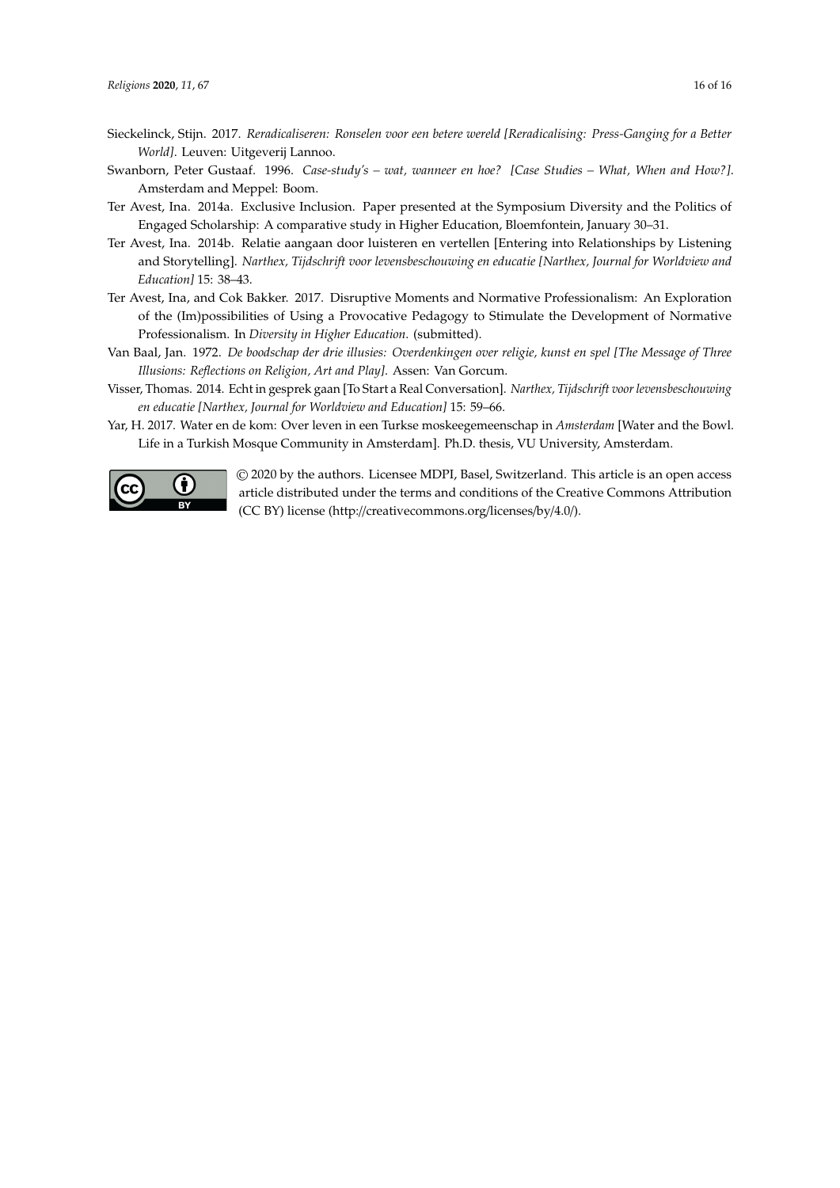Sieckelinck, Stijn. 2017. *Reradicaliseren: Ronselen voor een betere wereld [Reradicalising: Press-Ganging for a Better World]*. Leuven: Uitgeverij Lannoo.

Swanborn, Peter Gustaaf. 1996. *Case-study's – wat, wanneer en hoe? [Case Studies – What, When and How?]*. Amsterdam and Meppel: Boom.

Ter Avest, Ina. 2014a. Exclusive Inclusion. Paper presented at the Symposium Diversity and the Politics of Engaged Scholarship: A comparative study in Higher Education, Bloemfontein, January 30–31.

Ter Avest, Ina. 2014b. Relatie aangaan door luisteren en vertellen [Entering into Relationships by Listening and Storytelling]. *Narthex, Tijdschrift voor levensbeschouwing en educatie [Narthex, Journal for Worldview and Education]* 15: 38–43.

Ter Avest, Ina, and Cok Bakker. 2017. Disruptive Moments and Normative Professionalism: An Exploration of the (Im)possibilities of Using a Provocative Pedagogy to Stimulate the Development of Normative Professionalism. In *Diversity in Higher Education*. (submitted).

Van Baal, Jan. 1972. *De boodschap der drie illusies: Overdenkingen over religie, kunst en spel [The Message of Three Illusions: Reflections on Religion, Art and Play]*. Assen: Van Gorcum.

Visser, Thomas. 2014. Echt in gesprek gaan [To Start a Real Conversation]. *Narthex, Tijdschrift voor levensbeschouwing en educatie [Narthex, Journal for Worldview and Education]* 15: 59–66.

Yar, H. 2017. Water en de kom: Over leven in een Turkse moskeegemeenschap in *Amsterdam* [Water and the Bowl. Life in a Turkish Mosque Community in Amsterdam]. Ph.D. thesis, VU University, Amsterdam.

© 2020 by the authors. Licensee MDPI, Basel, Switzerland. This article is an open access article distributed under the terms and conditions of the Creative Commons Attribution (CC BY) license (http://creativecommons.org/licenses/by/4.0/).